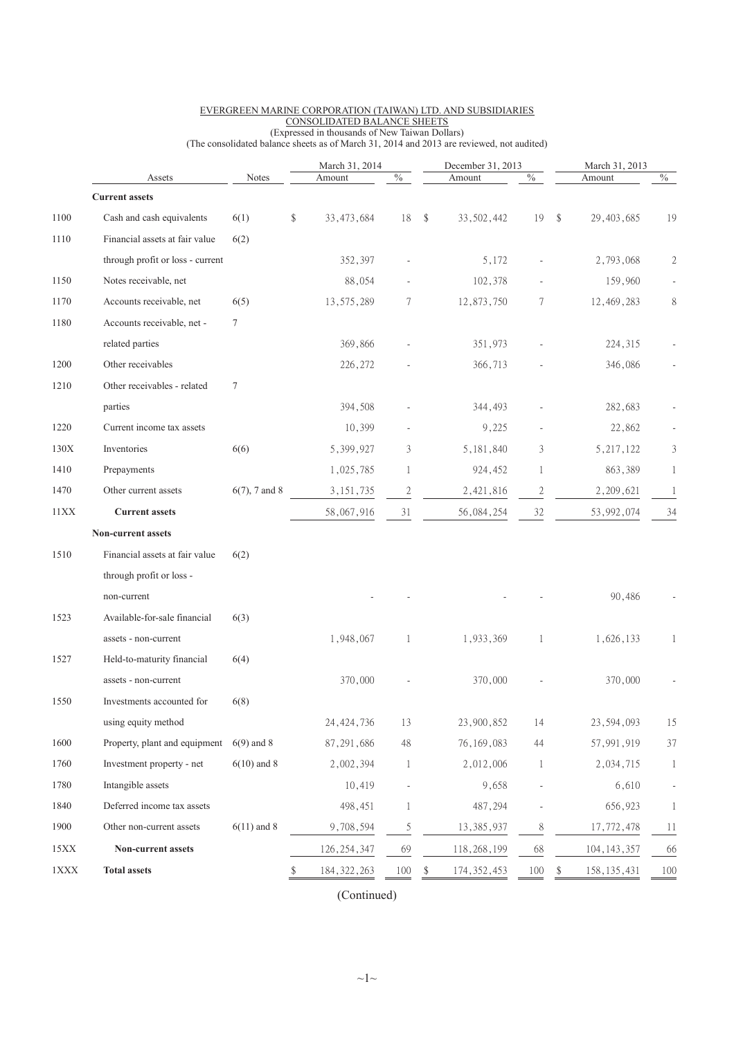EVERGREEN MARINE CORPORATION (TAIWAN) LTD. AND SUBSIDIARIES
CONSOLIDATED BALANCE SHEETS
(Expressed in thousands of New Taiwan Dollars)
(The consolidated balance sheets as of March 31, 2014 and 2013 are reviewed, not audited)

| | Assets | Notes | March 31, 2014 Amount | % | December 31, 2013 Amount | % | March 31, 2013 Amount | % |
|---|---|---|---|---|---|---|---|---|
| | **Current assets** | | | | | | | |
| 1100 | Cash and cash equivalents | 6(1) | $ 33,473,684 | 18 | $ 33,502,442 | 19 | $ 29,403,685 | 19 |
| 1110 | Financial assets at fair value through profit or loss - current | 6(2) | 352,397 | - | 5,172 | - | 2,793,068 | 2 |
| 1150 | Notes receivable, net | | 88,054 | - | 102,378 | - | 159,960 | - |
| 1170 | Accounts receivable, net | 6(5) | 13,575,289 | 7 | 12,873,750 | 7 | 12,469,283 | 8 |
| 1180 | Accounts receivable, net - related parties | 7 | 369,866 | - | 351,973 | - | 224,315 | - |
| 1200 | Other receivables | | 226,272 | - | 366,713 | - | 346,086 | - |
| 1210 | Other receivables - related parties | 7 | 394,508 | - | 344,493 | - | 282,683 | - |
| 1220 | Current income tax assets | | 10,399 | - | 9,225 | - | 22,862 | - |
| 130X | Inventories | 6(6) | 5,399,927 | 3 | 5,181,840 | 3 | 5,217,122 | 3 |
| 1410 | Prepayments | | 1,025,785 | 1 | 924,452 | 1 | 863,389 | 1 |
| 1470 | Other current assets | 6(7), 7 and 8 | 3,151,735 | 2 | 2,421,816 | 2 | 2,209,621 | 1 |
| 11XX | **Current assets** | | 58,067,916 | 31 | 56,084,254 | 32 | 53,992,074 | 34 |
| | **Non-current assets** | | | | | | | |
| 1510 | Financial assets at fair value through profit or loss - non-current | 6(2) | - | - | - | - | 90,486 | - |
| 1523 | Available-for-sale financial assets - non-current | 6(3) | 1,948,067 | 1 | 1,933,369 | 1 | 1,626,133 | 1 |
| 1527 | Held-to-maturity financial assets - non-current | 6(4) | 370,000 | - | 370,000 | - | 370,000 | - |
| 1550 | Investments accounted for using equity method | 6(8) | 24,424,736 | 13 | 23,900,852 | 14 | 23,594,093 | 15 |
| 1600 | Property, plant and equipment | 6(9) and 8 | 87,291,686 | 48 | 76,169,083 | 44 | 57,991,919 | 37 |
| 1760 | Investment property - net | 6(10) and 8 | 2,002,394 | 1 | 2,012,006 | 1 | 2,034,715 | 1 |
| 1780 | Intangible assets | | 10,419 | - | 9,658 | - | 6,610 | - |
| 1840 | Deferred income tax assets | | 498,451 | 1 | 487,294 | - | 656,923 | 1 |
| 1900 | Other non-current assets | 6(11) and 8 | 9,708,594 | 5 | 13,385,937 | 8 | 17,772,478 | 11 |
| 15XX | **Non-current assets** | | 126,254,347 | 69 | 118,268,199 | 68 | 104,143,357 | 66 |
| 1XXX | **Total assets** | | $ 184,322,263 | 100 | $ 174,352,453 | 100 | $ 158,135,431 | 100 |

(Continued)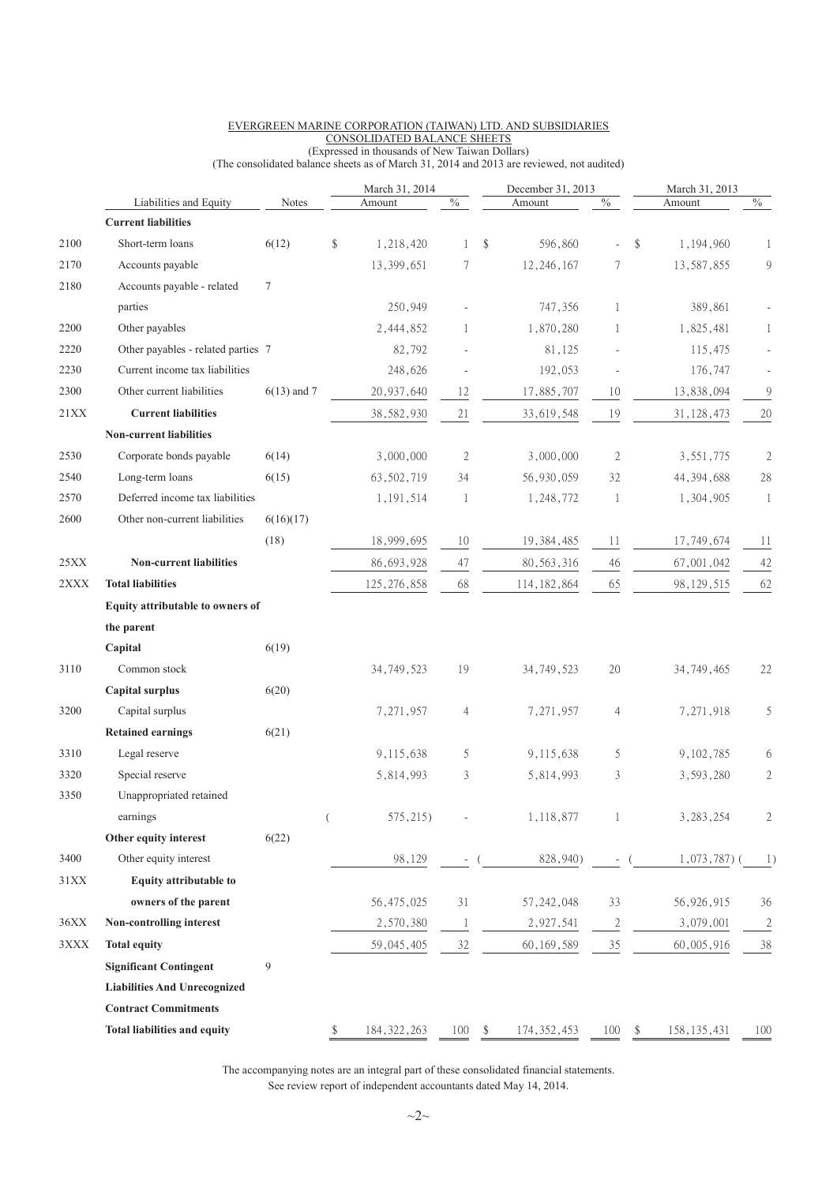EVERGREEN MARINE CORPORATION (TAIWAN) LTD. AND SUBSIDIARIES
CONSOLIDATED BALANCE SHEETS
(Expressed in thousands of New Taiwan Dollars)
(The consolidated balance sheets as of March 31, 2014 and 2013 are reviewed, not audited)

| | Liabilities and Equity | Notes | March 31, 2014 Amount | % | December 31, 2013 Amount | % | March 31, 2013 Amount | % |
|---|---|---|---|---|---|---|---|---|
| | **Current liabilities** | | | | | | | |
| 2100 | Short-term loans | 6(12) | $ 1,218,420 | 1 | $ 596,860 | - | $ 1,194,960 | 1 |
| 2170 | Accounts payable | | 13,399,651 | 7 | 12,246,167 | 7 | 13,587,855 | 9 |
| 2180 | Accounts payable - related parties | 7 | 250,949 | - | 747,356 | 1 | 389,861 | - |
| 2200 | Other payables | | 2,444,852 | 1 | 1,870,280 | 1 | 1,825,481 | 1 |
| 2220 | Other payables - related parties | 7 | 82,792 | - | 81,125 | - | 115,475 | - |
| 2230 | Current income tax liabilities | | 248,626 | - | 192,053 | - | 176,747 | - |
| 2300 | Other current liabilities | 6(13) and 7 | 20,937,640 | 12 | 17,885,707 | 10 | 13,838,094 | 9 |
| 21XX | **Current liabilities** | | 38,582,930 | 21 | 33,619,548 | 19 | 31,128,473 | 20 |
| | **Non-current liabilities** | | | | | | | |
| 2530 | Corporate bonds payable | 6(14) | 3,000,000 | 2 | 3,000,000 | 2 | 3,551,775 | 2 |
| 2540 | Long-term loans | 6(15) | 63,502,719 | 34 | 56,930,059 | 32 | 44,394,688 | 28 |
| 2570 | Deferred income tax liabilities | | 1,191,514 | 1 | 1,248,772 | 1 | 1,304,905 | 1 |
| 2600 | Other non-current liabilities | 6(16)(17)(18) | 18,999,695 | 10 | 19,384,485 | 11 | 17,749,674 | 11 |
| 25XX | **Non-current liabilities** | | 86,693,928 | 47 | 80,563,316 | 46 | 67,001,042 | 42 |
| 2XXX | **Total liabilities** | | 125,276,858 | 68 | 114,182,864 | 65 | 98,129,515 | 62 |
| | **Equity attributable to owners of the parent** | | | | | | | |
| | **Capital** | 6(19) | | | | | | |
| 3110 | Common stock | | 34,749,523 | 19 | 34,749,523 | 20 | 34,749,465 | 22 |
| | **Capital surplus** | 6(20) | | | | | | |
| 3200 | Capital surplus | | 7,271,957 | 4 | 7,271,957 | 4 | 7,271,918 | 5 |
| | **Retained earnings** | 6(21) | | | | | | |
| 3310 | Legal reserve | | 9,115,638 | 5 | 9,115,638 | 5 | 9,102,785 | 6 |
| 3320 | Special reserve | | 5,814,993 | 3 | 5,814,993 | 3 | 3,593,280 | 2 |
| 3350 | Unappropriated retained earnings | | ( 575,215) | - | 1,118,877 | 1 | 3,283,254 | 2 |
| | **Other equity interest** | 6(22) | | | | | | |
| 3400 | Other equity interest | | 98,129 | - | ( 828,940) | - | ( 1,073,787) | ( 1) |
| 31XX | **Equity attributable to owners of the parent** | | 56,475,025 | 31 | 57,242,048 | 33 | 56,926,915 | 36 |
| 36XX | **Non-controlling interest** | | 2,570,380 | 1 | 2,927,541 | 2 | 3,079,001 | 2 |
| 3XXX | **Total equity** | | 59,045,405 | 32 | 60,169,589 | 35 | 60,005,916 | 38 |
| | **Significant Contingent Liabilities And Unrecognized Contract Commitments** | 9 | | | | | | |
| | **Total liabilities and equity** | | $ 184,322,263 | 100 | $ 174,352,453 | 100 | $ 158,135,431 | 100 |

The accompanying notes are an integral part of these consolidated financial statements.
See review report of independent accountants dated May 14, 2014.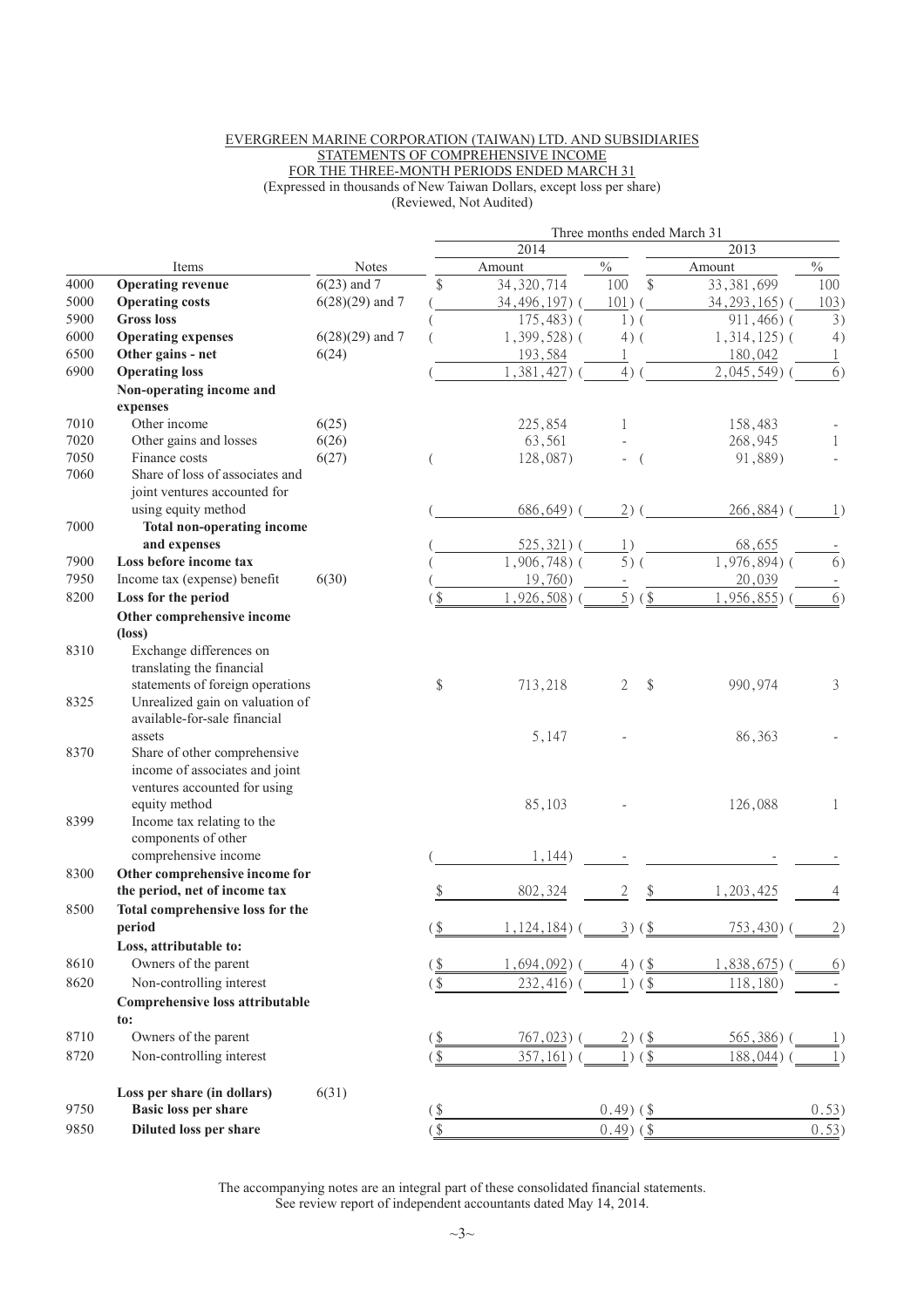EVERGREEN MARINE CORPORATION (TAIWAN) LTD. AND SUBSIDIARIES
STATEMENTS OF COMPREHENSIVE INCOME
FOR THE THREE-MONTH PERIODS ENDED MARCH 31
(Expressed in thousands of New Taiwan Dollars, except loss per share)
(Reviewed, Not Audited)

| | | | Three months ended March 31 | | | |
|---|---|---|---|---|---|---|
| | | | 2014 | | 2013 | |
| | Items | Notes | Amount | % | Amount | % |
| 4000 | **Operating revenue** | 6(23) and 7 | $ 34,320,714 | 100 | $ 33,381,699 | 100 |
| 5000 | **Operating costs** | 6(28)(29) and 7 | ( 34,496,197) | ( 101) | ( 34,293,165) | ( 103) |
| 5900 | **Gross loss** | | ( 175,483) | ( 1) | ( 911,466) | ( 3) |
| 6000 | **Operating expenses** | 6(28)(29) and 7 | ( 1,399,528) | ( 4) | ( 1,314,125) | ( 4) |
| 6500 | **Other gains - net** | 6(24) | 193,584 | 1 | 180,042 | 1 |
| 6900 | **Operating loss** | | ( 1,381,427) | ( 4) | ( 2,045,549) | ( 6) |
| | **Non-operating income and expenses** | | | | | |
| 7010 | Other income | 6(25) | 225,854 | 1 | 158,483 | - |
| 7020 | Other gains and losses | 6(26) | 63,561 | - | 268,945 | 1 |
| 7050 | Finance costs | 6(27) | ( 128,087) | - | ( 91,889) | - |
| 7060 | Share of loss of associates and joint ventures accounted for using equity method | | ( 686,649) | ( 2) | ( 266,884) | ( 1) |
| 7000 | **Total non-operating income and expenses** | | ( 525,321) | ( 1) | 68,655 | - |
| 7900 | **Loss before income tax** | | ( 1,906,748) | ( 5) | ( 1,976,894) | ( 6) |
| 7950 | Income tax (expense) benefit | 6(30) | ( 19,760) | - | 20,039 | - |
| 8200 | **Loss for the period** | | ($ 1,926,508) | ( 5) | ($ 1,956,855) | ( 6) |
| | **Other comprehensive income (loss)** | | | | | |
| 8310 | Exchange differences on translating the financial statements of foreign operations | | $ 713,218 | 2 | $ 990,974 | 3 |
| 8325 | Unrealized gain on valuation of available-for-sale financial assets | | 5,147 | - | 86,363 | - |
| 8370 | Share of other comprehensive income of associates and joint ventures accounted for using equity method | | 85,103 | - | 126,088 | 1 |
| 8399 | Income tax relating to the components of other comprehensive income | | ( 1,144) | - | - | - |
| 8300 | **Other comprehensive income for the period, net of income tax** | | $ 802,324 | 2 | $ 1,203,425 | 4 |
| 8500 | **Total comprehensive loss for the period** | | ($ 1,124,184) | ( 3) | ($ 753,430) | ( 2) |
| | **Loss, attributable to:** | | | | | |
| 8610 | Owners of the parent | | ($ 1,694,092) | ( 4) | ($ 1,838,675) | ( 6) |
| 8620 | Non-controlling interest | | ($ 232,416) | ( 1) | ($ 118,180) | - |
| | **Comprehensive loss attributable to:** | | | | | |
| 8710 | Owners of the parent | | ($ 767,023) | ( 2) | ($ 565,386) | ( 1) |
| 8720 | Non-controlling interest | | ($ 357,161) | ( 1) | ($ 188,044) | ( 1) |
| | **Loss per share (in dollars)** | 6(31) | | | | |
| 9750 | **Basic loss per share** | | | ($ 0.49) | | ($ 0.53) |
| 9850 | **Diluted loss per share** | | | ($ 0.49) | | ($ 0.53) |

The accompanying notes are an integral part of these consolidated financial statements.
See review report of independent accountants dated May 14, 2014.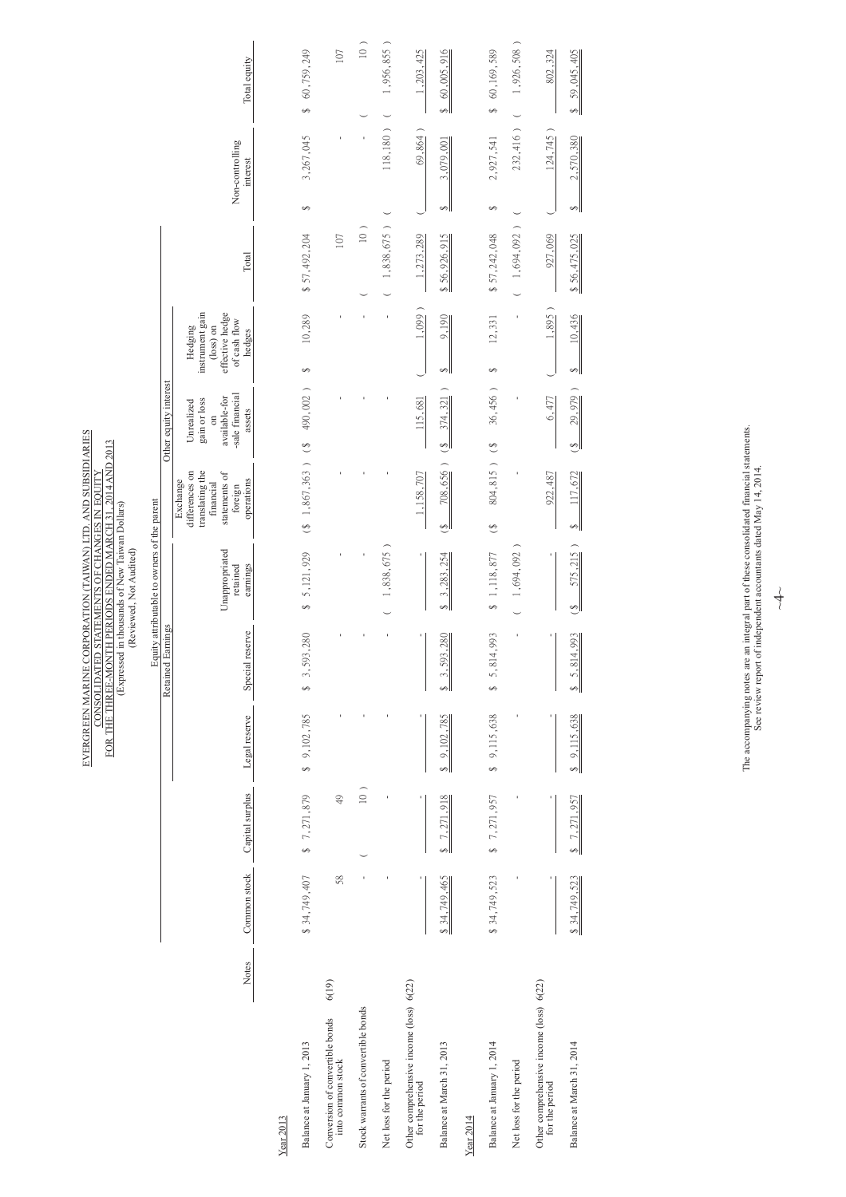EVERGREEN MARINE CORPORATION (TAIWAN) LTD. AND SUBSIDIARIES
CONSOLIDATED STATEMENTS OF CHANGES IN EQUITY
FOR THE THREE-MONTH PERIODS ENDED MARCH 31, 2014 AND 2013
(Expressed in thousands of New Taiwan Dollars)
(Reviewed, Not Audited)

| | Notes | Equity attributable to owners of the parent | | | | | | | | | Non-controlling interest | Total equity |
|---|---|---|---|---|---|---|---|---|---|---|---|---|
| | | | | Retained Earnings | | | Other equity interest | | | | | |
| | | Common stock | Capital surplus | Legal reserve | Special reserve | Unappropriated retained earnings | Exchange differences on translating the financial statements of foreign operations | Unrealized gain or loss on available-for-sale financial assets | Hedging instrument gain (loss) on effective hedge of cash flow hedges | Total | | |
| Year 2013 | | | | | | | | | | | | |
| Balance at January 1, 2013 | | $ 34,749,407 | $ 7,271,879 | $ 9,102,785 | $ 3,593,280 | $ 5,121,929 | ($ 1,867,363 ) | ($ 490,002 ) | $ 10,289 | $ 57,492,204 | $ 3,267,045 | $ 60,759,249 |
| Conversion of convertible bonds into common stock | 6(19) | 58 | 49 | - | - | - | - | - | - | 107 | - | 107 |
| Stock warrants of convertible bonds | | - | ( 10 ) | - | - | - | - | - | - | ( 10 ) | - | ( 10 ) |
| Net loss for the period | | - | - | - | - | ( 1,838,675 ) | - | - | - | ( 1,838,675 ) | ( 118,180 ) | ( 1,956,855 ) |
| Other comprehensive income (loss) for the period | 6(22) | - | - | - | - | - | 1,158,707 | 115,681 | ( 1,099 ) | 1,273,289 | ( 69,864 ) | 1,203,425 |
| Balance at March 31, 2013 | | $ 34,749,465 | $ 7,271,918 | $ 9,102,785 | $ 3,593,280 | $ 3,283,254 | ($ 708,656 ) | ($ 374,321 ) | $ 9,190 | $ 56,926,915 | $ 3,079,001 | $ 60,005,916 |
| Year 2014 | | | | | | | | | | | | |
| Balance at January 1, 2014 | | $ 34,749,523 | $ 7,271,957 | $ 9,115,638 | $ 5,814,993 | $ 1,118,877 | ($ 804,815 ) | ($ 36,456 ) | $ 12,331 | $ 57,242,048 | $ 2,927,541 | $ 60,169,589 |
| Net loss for the period | | - | - | - | - | ( 1,694,092 ) | - | - | - | ( 1,694,092 ) | ( 232,416 ) | ( 1,926,508 ) |
| Other comprehensive income (loss) for the period | 6(22) | - | - | - | - | - | 922,487 | 6,477 | ( 1,895 ) | 927,069 | ( 124,745 ) | 802,324 |
| Balance at March 31, 2014 | | $ 34,749,523 | $ 7,271,957 | $ 9,115,638 | $ 5,814,993 | ($ 575,215 ) | $ 117,672 | ($ 29,979 ) | $ 10,436 | $ 56,475,025 | $ 2,570,380 | $ 59,045,405 |

The accompanying notes are an integral part of these consolidated financial statements.
See review report of independent accountants dated May 14, 2014.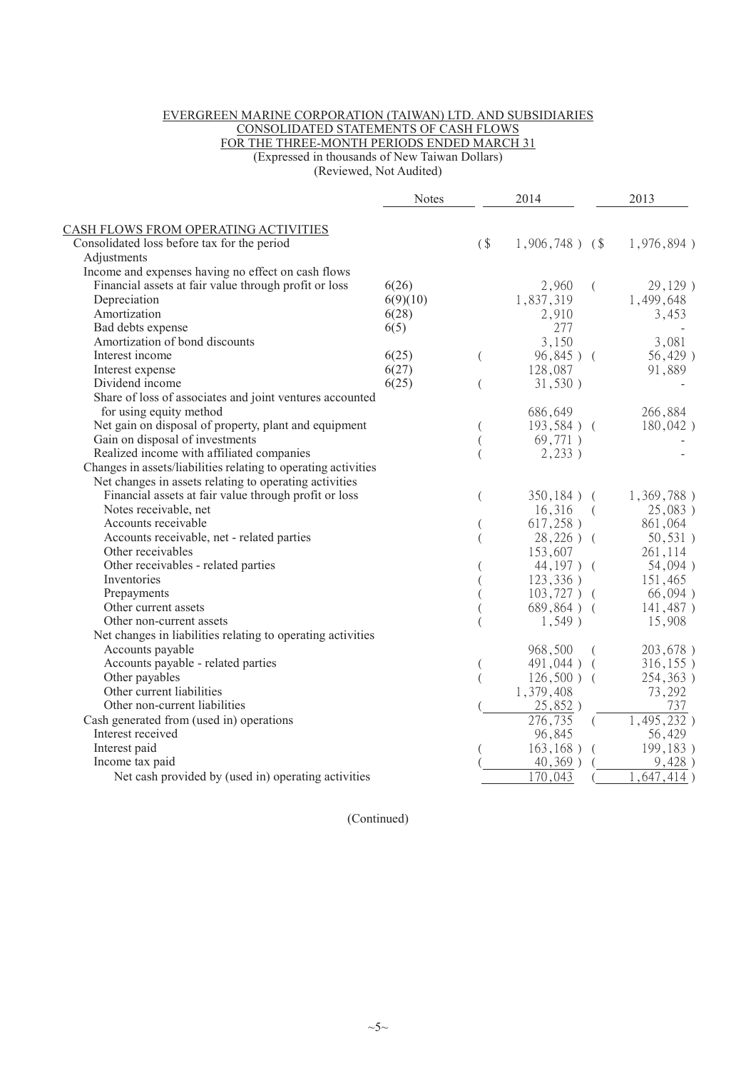EVERGREEN MARINE CORPORATION (TAIWAN) LTD. AND SUBSIDIARIES
CONSOLIDATED STATEMENTS OF CASH FLOWS
FOR THE THREE-MONTH PERIODS ENDED MARCH 31
(Expressed in thousands of New Taiwan Dollars)
(Reviewed, Not Audited)

| | Notes | 2014 | 2013 |
|---|---|---|---|
| CASH FLOWS FROM OPERATING ACTIVITIES | | | |
| Consolidated loss before tax for the period | | ($ 1,906,748 ) | ($ 1,976,894 ) |
| Adjustments | | | |
| Income and expenses having no effect on cash flows | | | |
| Financial assets at fair value through profit or loss | 6(26) | 2,960 | ( 29,129 ) |
| Depreciation | 6(9)(10) | 1,837,319 | 1,499,648 |
| Amortization | 6(28) | 2,910 | 3,453 |
| Bad debts expense | 6(5) | 277 | - |
| Amortization of bond discounts | | 3,150 | 3,081 |
| Interest income | 6(25) | ( 96,845 ) | ( 56,429 ) |
| Interest expense | 6(27) | 128,087 | 91,889 |
| Dividend income | 6(25) | ( 31,530 ) | - |
| Share of loss of associates and joint ventures accounted for using equity method | | 686,649 | 266,884 |
| Net gain on disposal of property, plant and equipment | | ( 193,584 ) | ( 180,042 ) |
| Gain on disposal of investments | | ( 69,771 ) | - |
| Realized income with affiliated companies | | ( 2,233 ) | - |
| Changes in assets/liabilities relating to operating activities | | | |
| Net changes in assets relating to operating activities | | | |
| Financial assets at fair value through profit or loss | | ( 350,184 ) | ( 1,369,788 ) |
| Notes receivable, net | | 16,316 | ( 25,083 ) |
| Accounts receivable | | ( 617,258 ) | 861,064 |
| Accounts receivable, net - related parties | | ( 28,226 ) | ( 50,531 ) |
| Other receivables | | 153,607 | 261,114 |
| Other receivables - related parties | | ( 44,197 ) | ( 54,094 ) |
| Inventories | | ( 123,336 ) | 151,465 |
| Prepayments | | ( 103,727 ) | ( 66,094 ) |
| Other current assets | | ( 689,864 ) | ( 141,487 ) |
| Other non-current assets | | ( 1,549 ) | 15,908 |
| Net changes in liabilities relating to operating activities | | | |
| Accounts payable | | 968,500 | ( 203,678 ) |
| Accounts payable - related parties | | ( 491,044 ) | ( 316,155 ) |
| Other payables | | ( 126,500 ) | ( 254,363 ) |
| Other current liabilities | | 1,379,408 | 73,292 |
| Other non-current liabilities | | ( 25,852 ) | 737 |
| Cash generated from (used in) operations | | 276,735 | ( 1,495,232 ) |
| Interest received | | 96,845 | 56,429 |
| Interest paid | | ( 163,168 ) | ( 199,183 ) |
| Income tax paid | | ( 40,369 ) | ( 9,428 ) |
| Net cash provided by (used in) operating activities | | 170,043 | ( 1,647,414 ) |

(Continued)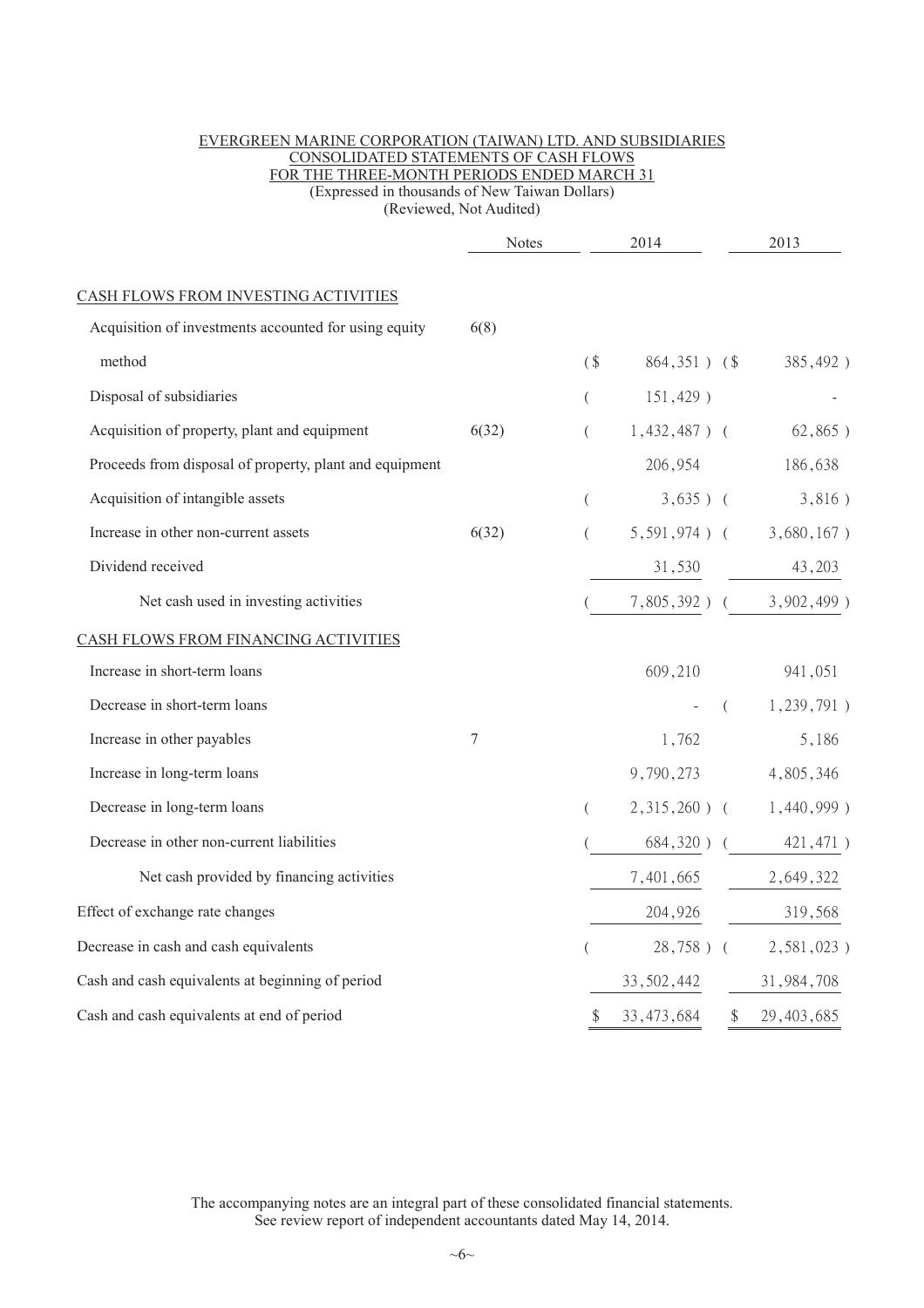EVERGREEN MARINE CORPORATION (TAIWAN) LTD. AND SUBSIDIARIES
CONSOLIDATED STATEMENTS OF CASH FLOWS
FOR THE THREE-MONTH PERIODS ENDED MARCH 31
(Expressed in thousands of New Taiwan Dollars)
(Reviewed, Not Audited)

| | Notes | 2014 | 2013 |
|---|---|---|---|
| CASH FLOWS FROM INVESTING ACTIVITIES | | | |
| Acquisition of investments accounted for using equity method | 6(8) | ($ 864,351 ) | ($ 385,492 ) |
| Disposal of subsidiaries | | ( 151,429 ) | - |
| Acquisition of property, plant and equipment | 6(32) | ( 1,432,487 ) | ( 62,865 ) |
| Proceeds from disposal of property, plant and equipment | | 206,954 | 186,638 |
| Acquisition of intangible assets | | ( 3,635 ) | ( 3,816 ) |
| Increase in other non-current assets | 6(32) | ( 5,591,974 ) | ( 3,680,167 ) |
| Dividend received | | 31,530 | 43,203 |
| Net cash used in investing activities | | ( 7,805,392 ) | ( 3,902,499 ) |
| CASH FLOWS FROM FINANCING ACTIVITIES | | | |
| Increase in short-term loans | | 609,210 | 941,051 |
| Decrease in short-term loans | | - | ( 1,239,791 ) |
| Increase in other payables | 7 | 1,762 | 5,186 |
| Increase in long-term loans | | 9,790,273 | 4,805,346 |
| Decrease in long-term loans | | ( 2,315,260 ) | ( 1,440,999 ) |
| Decrease in other non-current liabilities | | ( 684,320 ) | ( 421,471 ) |
| Net cash provided by financing activities | | 7,401,665 | 2,649,322 |
| Effect of exchange rate changes | | 204,926 | 319,568 |
| Decrease in cash and cash equivalents | | ( 28,758 ) | ( 2,581,023 ) |
| Cash and cash equivalents at beginning of period | | 33,502,442 | 31,984,708 |
| Cash and cash equivalents at end of period | | $ 33,473,684 | $ 29,403,685 |

The accompanying notes are an integral part of these consolidated financial statements.
See review report of independent accountants dated May 14, 2014.